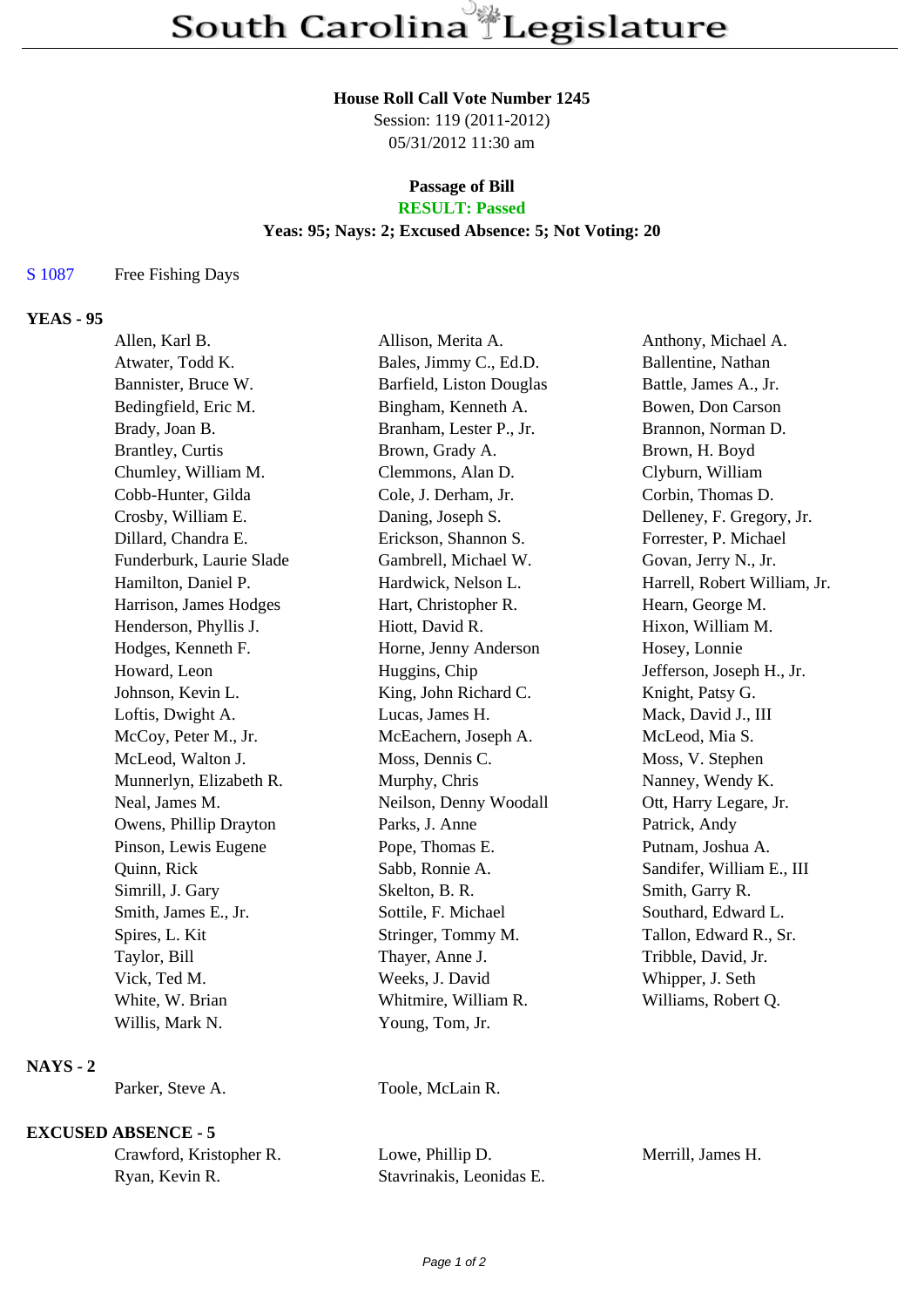# South Carolina Legislature

**House Roll Call Vote Number 1245**
Session: 119 (2011-2012)
05/31/2012 11:30 am

**Passage of Bill**
**RESULT: Passed**
**Yeas: 95; Nays: 2; Excused Absence: 5; Not Voting: 20**

S 1087 Free Fishing Days

**YEAS - 95**

| | | |
|---|---|---|
| Allen, Karl B. | Allison, Merita A. | Anthony, Michael A. |
| Atwater, Todd K. | Bales, Jimmy C., Ed.D. | Ballentine, Nathan |
| Bannister, Bruce W. | Barfield, Liston Douglas | Battle, James A., Jr. |
| Bedingfield, Eric M. | Bingham, Kenneth A. | Bowen, Don Carson |
| Brady, Joan B. | Branham, Lester P., Jr. | Brannon, Norman D. |
| Brantley, Curtis | Brown, Grady A. | Brown, H. Boyd |
| Chumley, William M. | Clemmons, Alan D. | Clyburn, William |
| Cobb-Hunter, Gilda | Cole, J. Derham, Jr. | Corbin, Thomas D. |
| Crosby, William E. | Daning, Joseph S. | Delleney, F. Gregory, Jr. |
| Dillard, Chandra E. | Erickson, Shannon S. | Forrester, P. Michael |
| Funderburk, Laurie Slade | Gambrell, Michael W. | Govan, Jerry N., Jr. |
| Hamilton, Daniel P. | Hardwick, Nelson L. | Harrell, Robert William, Jr. |
| Harrison, James Hodges | Hart, Christopher R. | Hearn, George M. |
| Henderson, Phyllis J. | Hiott, David R. | Hixon, William M. |
| Hodges, Kenneth F. | Horne, Jenny Anderson | Hosey, Lonnie |
| Howard, Leon | Huggins, Chip | Jefferson, Joseph H., Jr. |
| Johnson, Kevin L. | King, John Richard C. | Knight, Patsy G. |
| Loftis, Dwight A. | Lucas, James H. | Mack, David J., III |
| McCoy, Peter M., Jr. | McEachern, Joseph A. | McLeod, Mia S. |
| McLeod, Walton J. | Moss, Dennis C. | Moss, V. Stephen |
| Munnerlyn, Elizabeth R. | Murphy, Chris | Nanney, Wendy K. |
| Neal, James M. | Neilson, Denny Woodall | Ott, Harry Legare, Jr. |
| Owens, Phillip Drayton | Parks, J. Anne | Patrick, Andy |
| Pinson, Lewis Eugene | Pope, Thomas E. | Putnam, Joshua A. |
| Quinn, Rick | Sabb, Ronnie A. | Sandifer, William E., III |
| Simrill, J. Gary | Skelton, B. R. | Smith, Garry R. |
| Smith, James E., Jr. | Sottile, F. Michael | Southard, Edward L. |
| Spires, L. Kit | Stringer, Tommy M. | Tallon, Edward R., Sr. |
| Taylor, Bill | Thayer, Anne J. | Tribble, David, Jr. |
| Vick, Ted M. | Weeks, J. David | Whipper, J. Seth |
| White, W. Brian | Whitmire, William R. | Williams, Robert Q. |
| Willis, Mark N. | Young, Tom, Jr. | |

**NAYS - 2**

| | |
|---|---|
| Parker, Steve A. | Toole, McLain R. |

**EXCUSED ABSENCE - 5**

| | | |
|---|---|---|
| Crawford, Kristopher R. | Lowe, Phillip D. | Merrill, James H. |
| Ryan, Kevin R. | Stavrinakis, Leonidas E. | |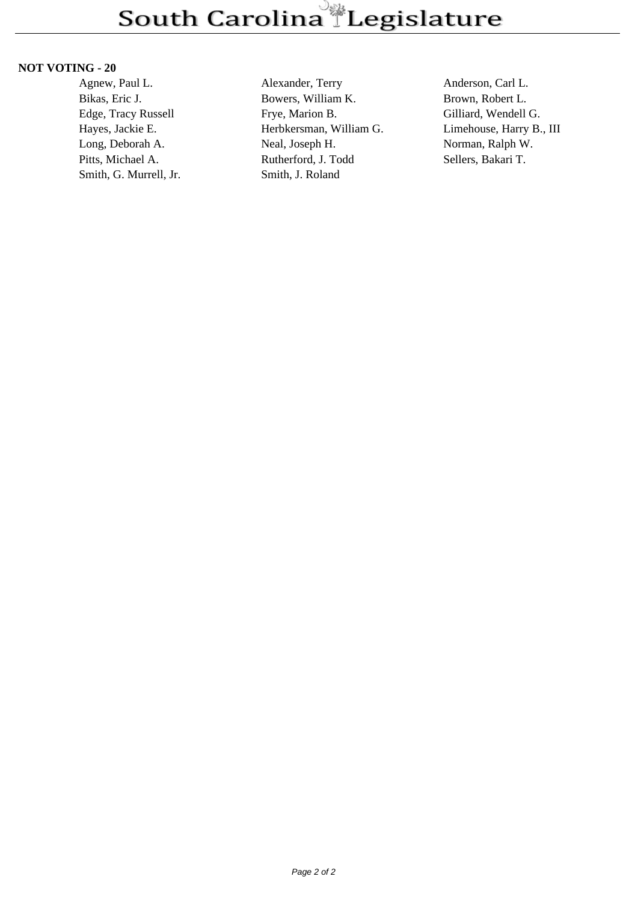**NOT VOTING - 20**

| | | |
|---|---|---|
| Agnew, Paul L. | Alexander, Terry | Anderson, Carl L. |
| Bikas, Eric J. | Bowers, William K. | Brown, Robert L. |
| Edge, Tracy Russell | Frye, Marion B. | Gilliard, Wendell G. |
| Hayes, Jackie E. | Herbkersman, William G. | Limehouse, Harry B., III |
| Long, Deborah A. | Neal, Joseph H. | Norman, Ralph W. |
| Pitts, Michael A. | Rutherford, J. Todd | Sellers, Bakari T. |
| Smith, G. Murrell, Jr. | Smith, J. Roland | |